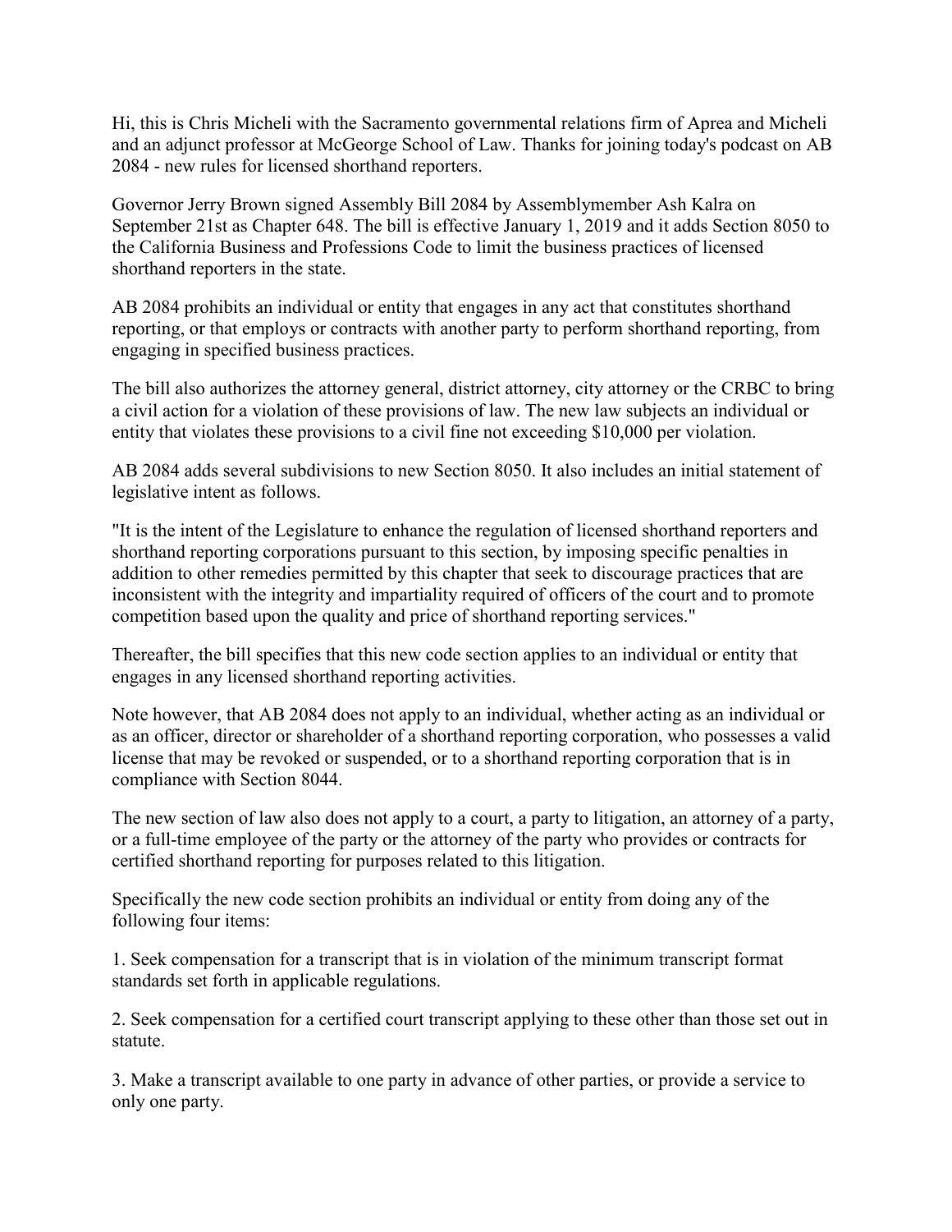Hi, this is Chris Micheli with the Sacramento governmental relations firm of Aprea and Micheli and an adjunct professor at McGeorge School of Law. Thanks for joining today's podcast on AB 2084 - new rules for licensed shorthand reporters.

Governor Jerry Brown signed Assembly Bill 2084 by Assemblymember Ash Kalra on September 21st as Chapter 648. The bill is effective January 1, 2019 and it adds Section 8050 to the California Business and Professions Code to limit the business practices of licensed shorthand reporters in the state.

AB 2084 prohibits an individual or entity that engages in any act that constitutes shorthand reporting, or that employs or contracts with another party to perform shorthand reporting, from engaging in specified business practices.

The bill also authorizes the attorney general, district attorney, city attorney or the CRBC to bring a civil action for a violation of these provisions of law. The new law subjects an individual or entity that violates these provisions to a civil fine not exceeding $10,000 per violation.

AB 2084 adds several subdivisions to new Section 8050. It also includes an initial statement of legislative intent as follows.

"It is the intent of the Legislature to enhance the regulation of licensed shorthand reporters and shorthand reporting corporations pursuant to this section, by imposing specific penalties in addition to other remedies permitted by this chapter that seek to discourage practices that are inconsistent with the integrity and impartiality required of officers of the court and to promote competition based upon the quality and price of shorthand reporting services."

Thereafter, the bill specifies that this new code section applies to an individual or entity that engages in any licensed shorthand reporting activities.

Note however, that AB 2084 does not apply to an individual, whether acting as an individual or as an officer, director or shareholder of a shorthand reporting corporation, who possesses a valid license that may be revoked or suspended, or to a shorthand reporting corporation that is in compliance with Section 8044.

The new section of law also does not apply to a court, a party to litigation, an attorney of a party, or a full-time employee of the party or the attorney of the party who provides or contracts for certified shorthand reporting for purposes related to this litigation.

Specifically the new code section prohibits an individual or entity from doing any of the following four items:

1. Seek compensation for a transcript that is in violation of the minimum transcript format standards set forth in applicable regulations.

2. Seek compensation for a certified court transcript applying to these other than those set out in statute.

3. Make a transcript available to one party in advance of other parties, or provide a service to only one party.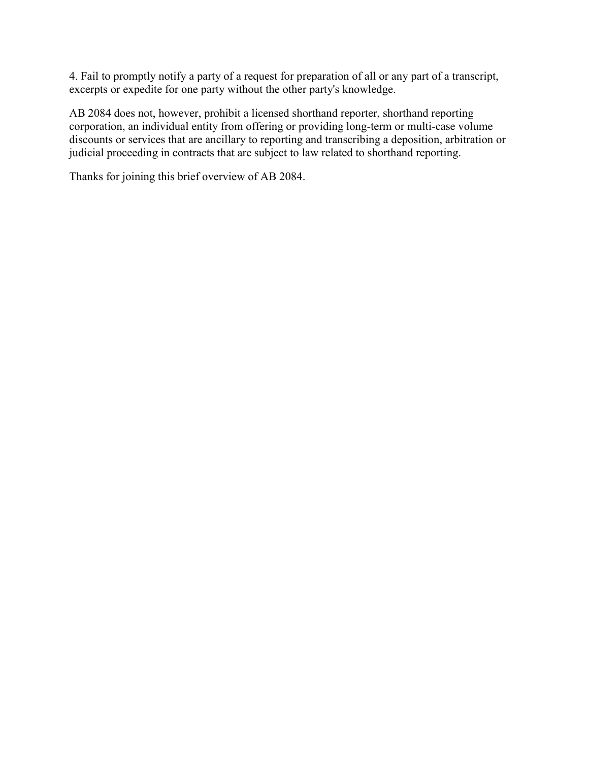4. Fail to promptly notify a party of a request for preparation of all or any part of a transcript, excerpts or expedite for one party without the other party's knowledge.

AB 2084 does not, however, prohibit a licensed shorthand reporter, shorthand reporting corporation, an individual entity from offering or providing long-term or multi-case volume discounts or services that are ancillary to reporting and transcribing a deposition, arbitration or judicial proceeding in contracts that are subject to law related to shorthand reporting.

Thanks for joining this brief overview of AB 2084.